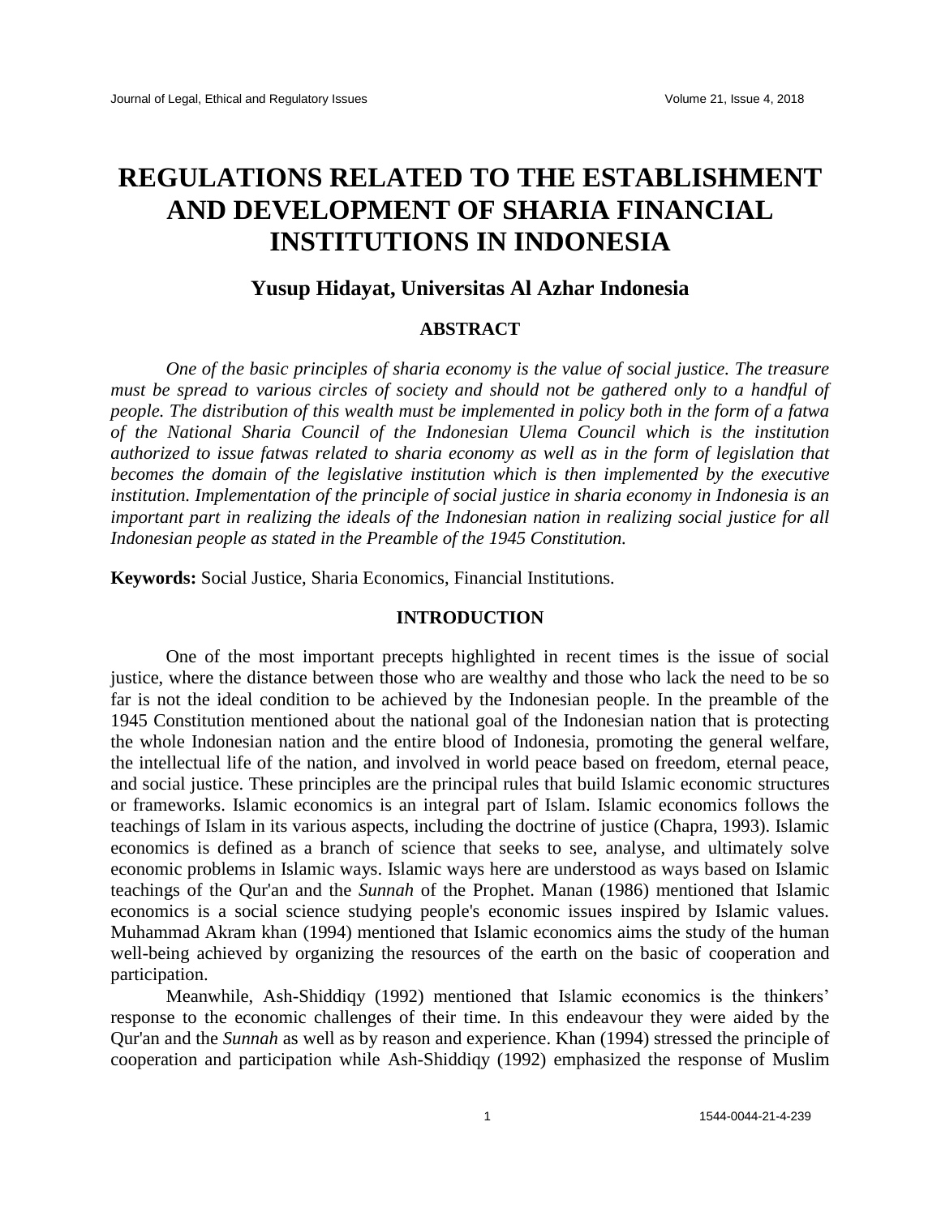# REGULATIONS RELATED TO THE ESTABLISHMENT AND DEVELOPMENT OF SHARIA FINANCIAL INSTITUTIONS IN INDONESIA

## Yusup Hidayat, Universitas Al Azhar Indonesia

### ABSTRACT

*One of the basic principles of sharia economy is the value of social justice. The treasure must be spread to various circles of society and should not be gathered only to a handful of people. The distribution of this wealth must be implemented in policy both in the form of a fatwa of the National Sharia Council of the Indonesian Ulema Council which is the institution authorized to issue fatwas related to sharia economy as well as in the form of legislation that becomes the domain of the legislative institution which is then implemented by the executive institution. Implementation of the principle of social justice in sharia economy in Indonesia is an important part in realizing the ideals of the Indonesian nation in realizing social justice for all Indonesian people as stated in the Preamble of the 1945 Constitution.*

**Keywords:** Social Justice, Sharia Economics, Financial Institutions.

### INTRODUCTION

One of the most important precepts highlighted in recent times is the issue of social justice, where the distance between those who are wealthy and those who lack the need to be so far is not the ideal condition to be achieved by the Indonesian people. In the preamble of the 1945 Constitution mentioned about the national goal of the Indonesian nation that is protecting the whole Indonesian nation and the entire blood of Indonesia, promoting the general welfare, the intellectual life of the nation, and involved in world peace based on freedom, eternal peace, and social justice. These principles are the principal rules that build Islamic economic structures or frameworks. Islamic economics is an integral part of Islam. Islamic economics follows the teachings of Islam in its various aspects, including the doctrine of justice (Chapra, 1993). Islamic economics is defined as a branch of science that seeks to see, analyse, and ultimately solve economic problems in Islamic ways. Islamic ways here are understood as ways based on Islamic teachings of the Qur'an and the *Sunnah* of the Prophet. Manan (1986) mentioned that Islamic economics is a social science studying people's economic issues inspired by Islamic values. Muhammad Akram khan (1994) mentioned that Islamic economics aims the study of the human well-being achieved by organizing the resources of the earth on the basic of cooperation and participation.

Meanwhile, Ash-Shiddiqy (1992) mentioned that Islamic economics is the thinkers' response to the economic challenges of their time. In this endeavour they were aided by the Qur'an and the *Sunnah* as well as by reason and experience. Khan (1994) stressed the principle of cooperation and participation while Ash-Shiddiqy (1992) emphasized the response of Muslim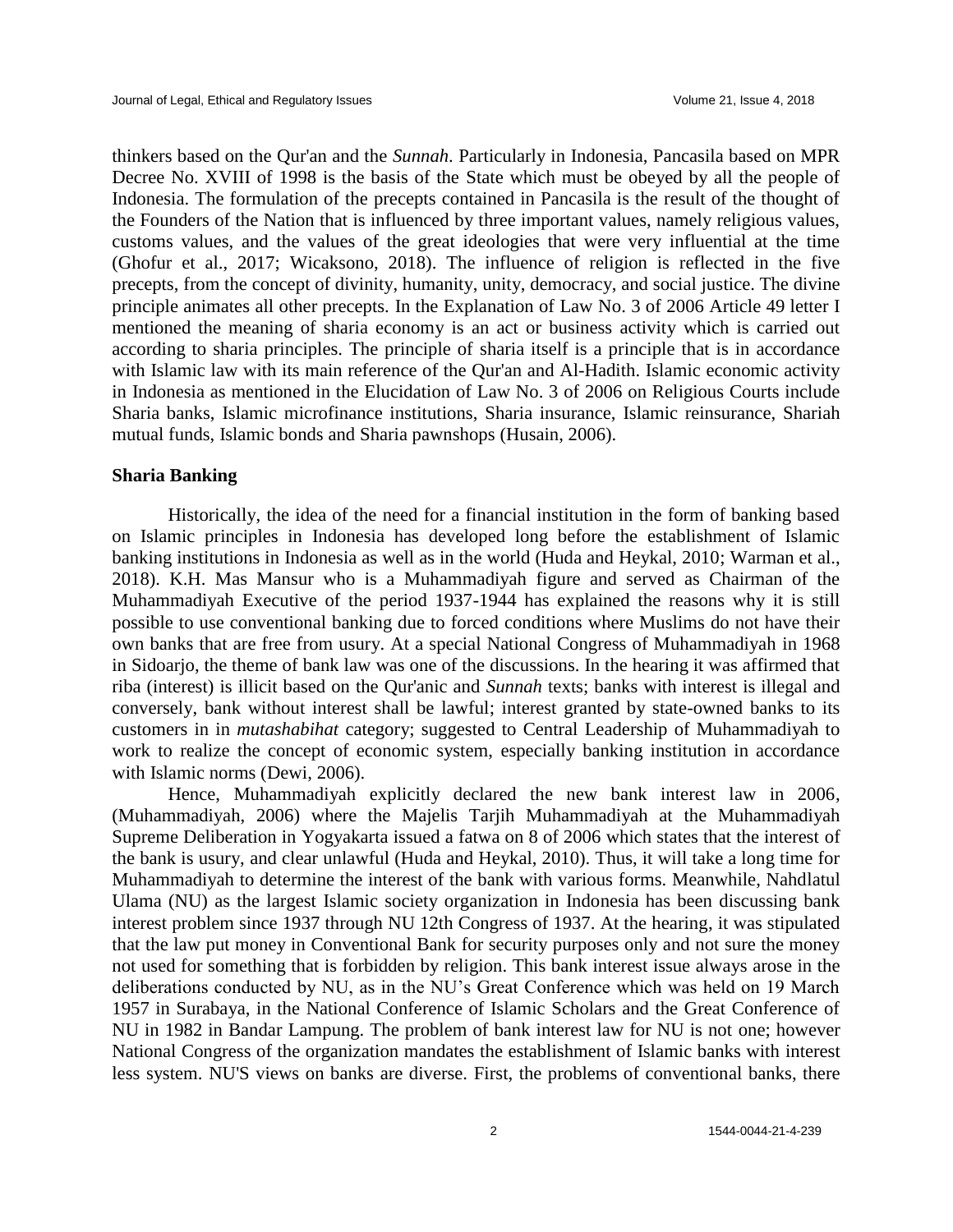thinkers based on the Qur'an and the *Sunnah.* Particularly in Indonesia, Pancasila based on MPR Decree No. XVIII of 1998 is the basis of the State which must be obeyed by all the people of Indonesia. The formulation of the precepts contained in Pancasila is the result of the thought of the Founders of the Nation that is influenced by three important values, namely religious values, customs values, and the values of the great ideologies that were very influential at the time (Ghofur et al., 2017; Wicaksono, 2018). The influence of religion is reflected in the five precepts, from the concept of divinity, humanity, unity, democracy, and social justice. The divine principle animates all other precepts. In the Explanation of Law No. 3 of 2006 Article 49 letter I mentioned the meaning of sharia economy is an act or business activity which is carried out according to sharia principles. The principle of sharia itself is a principle that is in accordance with Islamic law with its main reference of the Qur'an and Al-Hadith. Islamic economic activity in Indonesia as mentioned in the Elucidation of Law No. 3 of 2006 on Religious Courts include Sharia banks, Islamic microfinance institutions, Sharia insurance, Islamic reinsurance, Shariah mutual funds, Islamic bonds and Sharia pawnshops (Husain, 2006).

## Sharia Banking

Historically, the idea of the need for a financial institution in the form of banking based on Islamic principles in Indonesia has developed long before the establishment of Islamic banking institutions in Indonesia as well as in the world (Huda and Heykal, 2010; Warman et al., 2018). K.H. Mas Mansur who is a Muhammadiyah figure and served as Chairman of the Muhammadiyah Executive of the period 1937-1944 has explained the reasons why it is still possible to use conventional banking due to forced conditions where Muslims do not have their own banks that are free from usury. At a special National Congress of Muhammadiyah in 1968 in Sidoarjo, the theme of bank law was one of the discussions. In the hearing it was affirmed that riba (interest) is illicit based on the Qur'anic and *Sunnah* texts; banks with interest is illegal and conversely, bank without interest shall be lawful; interest granted by state-owned banks to its customers in in *mutashabihat* category; suggested to Central Leadership of Muhammadiyah to work to realize the concept of economic system, especially banking institution in accordance with Islamic norms (Dewi, 2006).

Hence, Muhammadiyah explicitly declared the new bank interest law in 2006, (Muhammadiyah, 2006) where the Majelis Tarjih Muhammadiyah at the Muhammadiyah Supreme Deliberation in Yogyakarta issued a fatwa on 8 of 2006 which states that the interest of the bank is usury, and clear unlawful (Huda and Heykal, 2010). Thus, it will take a long time for Muhammadiyah to determine the interest of the bank with various forms. Meanwhile, Nahdlatul Ulama (NU) as the largest Islamic society organization in Indonesia has been discussing bank interest problem since 1937 through NU 12th Congress of 1937. At the hearing, it was stipulated that the law put money in Conventional Bank for security purposes only and not sure the money not used for something that is forbidden by religion. This bank interest issue always arose in the deliberations conducted by NU, as in the NU's Great Conference which was held on 19 March 1957 in Surabaya, in the National Conference of Islamic Scholars and the Great Conference of NU in 1982 in Bandar Lampung. The problem of bank interest law for NU is not one; however National Congress of the organization mandates the establishment of Islamic banks with interest less system. NU'S views on banks are diverse. First, the problems of conventional banks, there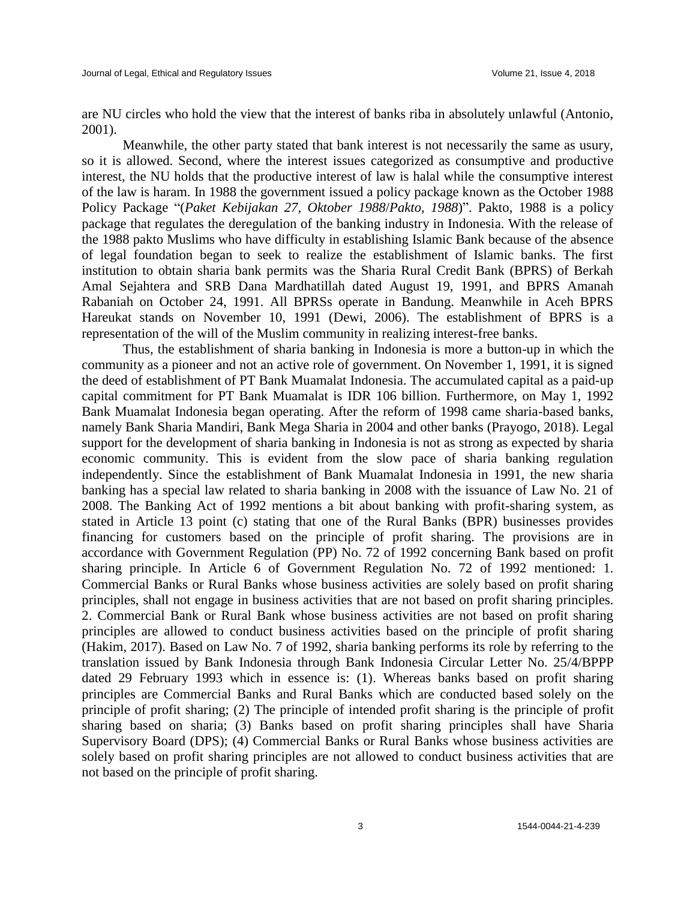are NU circles who hold the view that the interest of banks riba in absolutely unlawful (Antonio, 2001).

Meanwhile, the other party stated that bank interest is not necessarily the same as usury, so it is allowed. Second, where the interest issues categorized as consumptive and productive interest, the NU holds that the productive interest of law is halal while the consumptive interest of the law is haram. In 1988 the government issued a policy package known as the October 1988 Policy Package "(*Paket Kebijakan 27, Oktober 1988*/*Pakto, 1988*)". Pakto, 1988 is a policy package that regulates the deregulation of the banking industry in Indonesia. With the release of the 1988 pakto Muslims who have difficulty in establishing Islamic Bank because of the absence of legal foundation began to seek to realize the establishment of Islamic banks. The first institution to obtain sharia bank permits was the Sharia Rural Credit Bank (BPRS) of Berkah Amal Sejahtera and SRB Dana Mardhatillah dated August 19, 1991, and BPRS Amanah Rabaniah on October 24, 1991. All BPRSs operate in Bandung. Meanwhile in Aceh BPRS Hareukat stands on November 10, 1991 (Dewi, 2006). The establishment of BPRS is a representation of the will of the Muslim community in realizing interest-free banks.

Thus, the establishment of sharia banking in Indonesia is more a button-up in which the community as a pioneer and not an active role of government. On November 1, 1991, it is signed the deed of establishment of PT Bank Muamalat Indonesia. The accumulated capital as a paid-up capital commitment for PT Bank Muamalat is IDR 106 billion. Furthermore, on May 1, 1992 Bank Muamalat Indonesia began operating. After the reform of 1998 came sharia-based banks, namely Bank Sharia Mandiri, Bank Mega Sharia in 2004 and other banks (Prayogo, 2018). Legal support for the development of sharia banking in Indonesia is not as strong as expected by sharia economic community. This is evident from the slow pace of sharia banking regulation independently. Since the establishment of Bank Muamalat Indonesia in 1991, the new sharia banking has a special law related to sharia banking in 2008 with the issuance of Law No. 21 of 2008. The Banking Act of 1992 mentions a bit about banking with profit-sharing system, as stated in Article 13 point (c) stating that one of the Rural Banks (BPR) businesses provides financing for customers based on the principle of profit sharing. The provisions are in accordance with Government Regulation (PP) No. 72 of 1992 concerning Bank based on profit sharing principle. In Article 6 of Government Regulation No. 72 of 1992 mentioned: 1. Commercial Banks or Rural Banks whose business activities are solely based on profit sharing principles, shall not engage in business activities that are not based on profit sharing principles. 2. Commercial Bank or Rural Bank whose business activities are not based on profit sharing principles are allowed to conduct business activities based on the principle of profit sharing (Hakim, 2017). Based on Law No. 7 of 1992, sharia banking performs its role by referring to the translation issued by Bank Indonesia through Bank Indonesia Circular Letter No. 25/4/BPPP dated 29 February 1993 which in essence is: (1). Whereas banks based on profit sharing principles are Commercial Banks and Rural Banks which are conducted based solely on the principle of profit sharing; (2) The principle of intended profit sharing is the principle of profit sharing based on sharia; (3) Banks based on profit sharing principles shall have Sharia Supervisory Board (DPS); (4) Commercial Banks or Rural Banks whose business activities are solely based on profit sharing principles are not allowed to conduct business activities that are not based on the principle of profit sharing.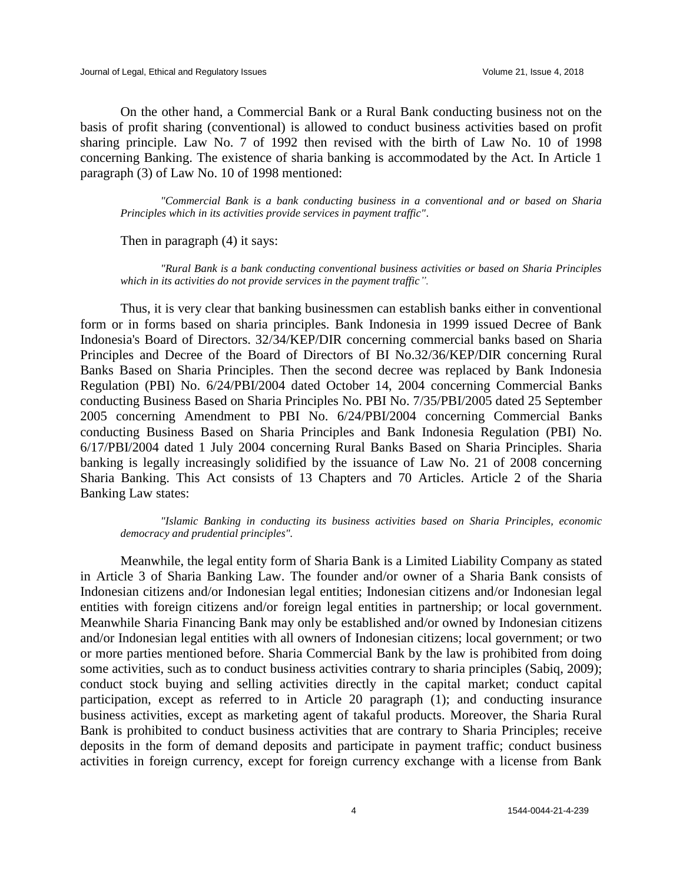On the other hand, a Commercial Bank or a Rural Bank conducting business not on the basis of profit sharing (conventional) is allowed to conduct business activities based on profit sharing principle. Law No. 7 of 1992 then revised with the birth of Law No. 10 of 1998 concerning Banking. The existence of sharia banking is accommodated by the Act. In Article 1 paragraph (3) of Law No. 10 of 1998 mentioned:

> *"Commercial Bank is a bank conducting business in a conventional and or based on Sharia Principles which in its activities provide services in payment traffic"*.

Then in paragraph (4) it says:

> *"Rural Bank is a bank conducting conventional business activities or based on Sharia Principles which in its activities do not provide services in the payment traffic".*

Thus, it is very clear that banking businessmen can establish banks either in conventional form or in forms based on sharia principles. Bank Indonesia in 1999 issued Decree of Bank Indonesia's Board of Directors. 32/34/KEP/DIR concerning commercial banks based on Sharia Principles and Decree of the Board of Directors of BI No.32/36/KEP/DIR concerning Rural Banks Based on Sharia Principles. Then the second decree was replaced by Bank Indonesia Regulation (PBI) No. 6/24/PBI/2004 dated October 14, 2004 concerning Commercial Banks conducting Business Based on Sharia Principles No. PBI No. 7/35/PBI/2005 dated 25 September 2005 concerning Amendment to PBI No. 6/24/PBI/2004 concerning Commercial Banks conducting Business Based on Sharia Principles and Bank Indonesia Regulation (PBI) No. 6/17/PBI/2004 dated 1 July 2004 concerning Rural Banks Based on Sharia Principles. Sharia banking is legally increasingly solidified by the issuance of Law No. 21 of 2008 concerning Sharia Banking. This Act consists of 13 Chapters and 70 Articles. Article 2 of the Sharia Banking Law states:

> *"Islamic Banking in conducting its business activities based on Sharia Principles, economic democracy and prudential principles".*

Meanwhile, the legal entity form of Sharia Bank is a Limited Liability Company as stated in Article 3 of Sharia Banking Law. The founder and/or owner of a Sharia Bank consists of Indonesian citizens and/or Indonesian legal entities; Indonesian citizens and/or Indonesian legal entities with foreign citizens and/or foreign legal entities in partnership; or local government. Meanwhile Sharia Financing Bank may only be established and/or owned by Indonesian citizens and/or Indonesian legal entities with all owners of Indonesian citizens; local government; or two or more parties mentioned before. Sharia Commercial Bank by the law is prohibited from doing some activities, such as to conduct business activities contrary to sharia principles (Sabiq, 2009); conduct stock buying and selling activities directly in the capital market; conduct capital participation, except as referred to in Article 20 paragraph (1); and conducting insurance business activities, except as marketing agent of takaful products. Moreover, the Sharia Rural Bank is prohibited to conduct business activities that are contrary to Sharia Principles; receive deposits in the form of demand deposits and participate in payment traffic; conduct business activities in foreign currency, except for foreign currency exchange with a license from Bank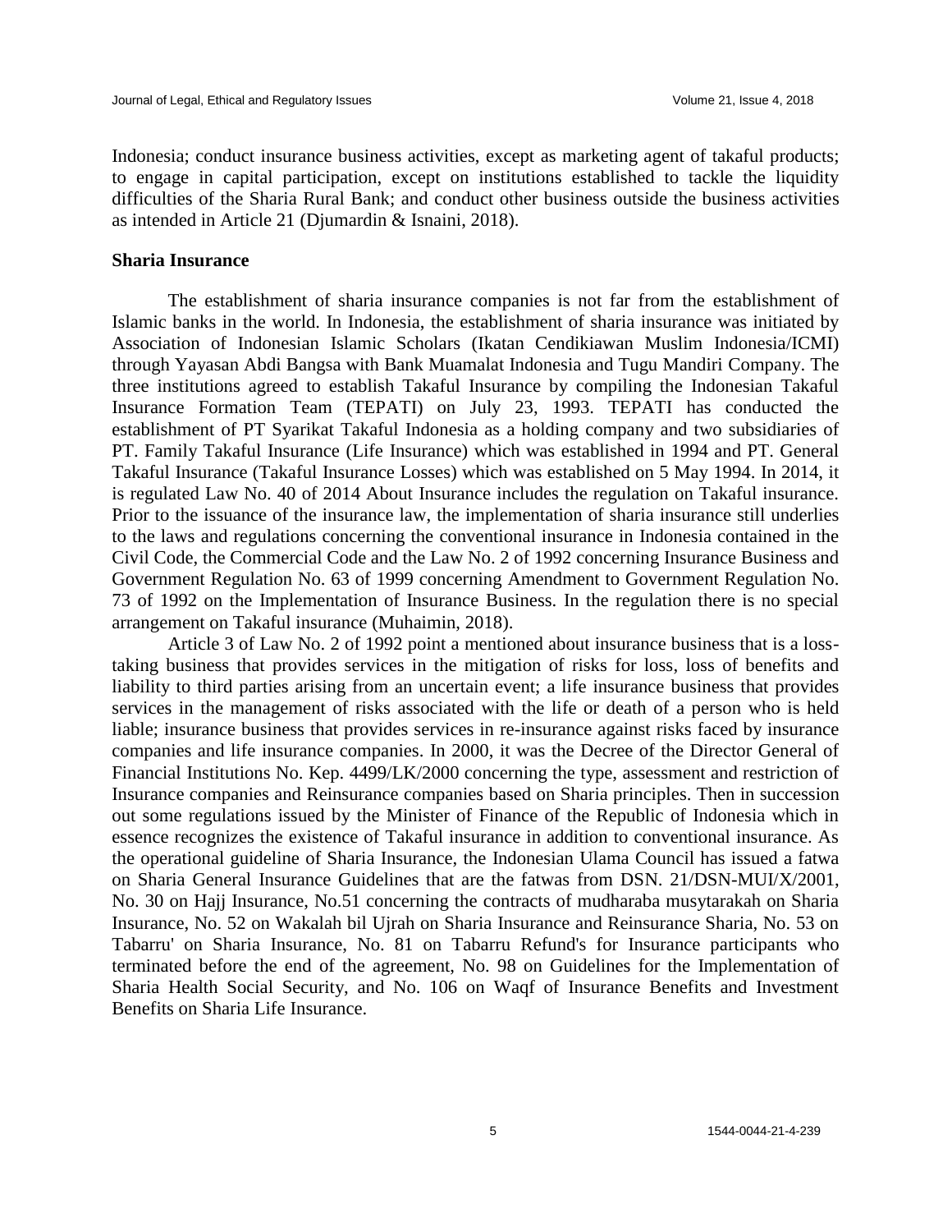Indonesia; conduct insurance business activities, except as marketing agent of takaful products; to engage in capital participation, except on institutions established to tackle the liquidity difficulties of the Sharia Rural Bank; and conduct other business outside the business activities as intended in Article 21 (Djumardin & Isnaini, 2018).

### Sharia Insurance

The establishment of sharia insurance companies is not far from the establishment of Islamic banks in the world. In Indonesia, the establishment of sharia insurance was initiated by Association of Indonesian Islamic Scholars (Ikatan Cendikiawan Muslim Indonesia/ICMI) through Yayasan Abdi Bangsa with Bank Muamalat Indonesia and Tugu Mandiri Company. The three institutions agreed to establish Takaful Insurance by compiling the Indonesian Takaful Insurance Formation Team (TEPATI) on July 23, 1993. TEPATI has conducted the establishment of PT Syarikat Takaful Indonesia as a holding company and two subsidiaries of PT. Family Takaful Insurance (Life Insurance) which was established in 1994 and PT. General Takaful Insurance (Takaful Insurance Losses) which was established on 5 May 1994. In 2014, it is regulated Law No. 40 of 2014 About Insurance includes the regulation on Takaful insurance. Prior to the issuance of the insurance law, the implementation of sharia insurance still underlies to the laws and regulations concerning the conventional insurance in Indonesia contained in the Civil Code, the Commercial Code and the Law No. 2 of 1992 concerning Insurance Business and Government Regulation No. 63 of 1999 concerning Amendment to Government Regulation No. 73 of 1992 on the Implementation of Insurance Business. In the regulation there is no special arrangement on Takaful insurance (Muhaimin, 2018).

Article 3 of Law No. 2 of 1992 point a mentioned about insurance business that is a loss-taking business that provides services in the mitigation of risks for loss, loss of benefits and liability to third parties arising from an uncertain event; a life insurance business that provides services in the management of risks associated with the life or death of a person who is held liable; insurance business that provides services in re-insurance against risks faced by insurance companies and life insurance companies. In 2000, it was the Decree of the Director General of Financial Institutions No. Kep. 4499/LK/2000 concerning the type, assessment and restriction of Insurance companies and Reinsurance companies based on Sharia principles. Then in succession out some regulations issued by the Minister of Finance of the Republic of Indonesia which in essence recognizes the existence of Takaful insurance in addition to conventional insurance. As the operational guideline of Sharia Insurance, the Indonesian Ulama Council has issued a fatwa on Sharia General Insurance Guidelines that are the fatwas from DSN. 21/DSN-MUI/X/2001, No. 30 on Hajj Insurance, No.51 concerning the contracts of mudharaba musytarakah on Sharia Insurance, No. 52 on Wakalah bil Ujrah on Sharia Insurance and Reinsurance Sharia, No. 53 on Tabarru' on Sharia Insurance, No. 81 on Tabarru Refund's for Insurance participants who terminated before the end of the agreement, No. 98 on Guidelines for the Implementation of Sharia Health Social Security, and No. 106 on Waqf of Insurance Benefits and Investment Benefits on Sharia Life Insurance.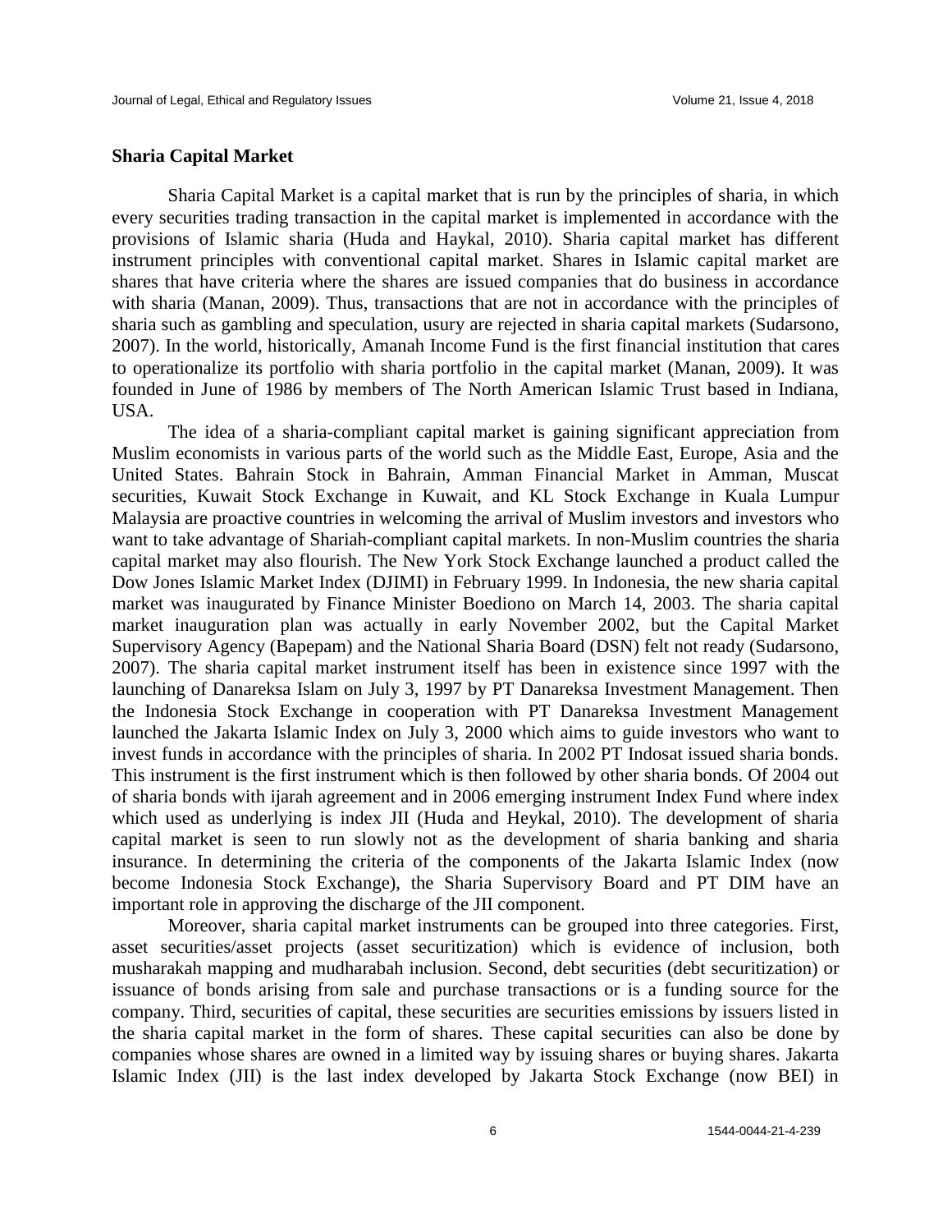### Sharia Capital Market

Sharia Capital Market is a capital market that is run by the principles of sharia, in which every securities trading transaction in the capital market is implemented in accordance with the provisions of Islamic sharia (Huda and Haykal, 2010). Sharia capital market has different instrument principles with conventional capital market. Shares in Islamic capital market are shares that have criteria where the shares are issued companies that do business in accordance with sharia (Manan, 2009). Thus, transactions that are not in accordance with the principles of sharia such as gambling and speculation, usury are rejected in sharia capital markets (Sudarsono, 2007). In the world, historically, Amanah Income Fund is the first financial institution that cares to operationalize its portfolio with sharia portfolio in the capital market (Manan, 2009). It was founded in June of 1986 by members of The North American Islamic Trust based in Indiana, USA.

The idea of a sharia-compliant capital market is gaining significant appreciation from Muslim economists in various parts of the world such as the Middle East, Europe, Asia and the United States. Bahrain Stock in Bahrain, Amman Financial Market in Amman, Muscat securities, Kuwait Stock Exchange in Kuwait, and KL Stock Exchange in Kuala Lumpur Malaysia are proactive countries in welcoming the arrival of Muslim investors and investors who want to take advantage of Shariah-compliant capital markets. In non-Muslim countries the sharia capital market may also flourish. The New York Stock Exchange launched a product called the Dow Jones Islamic Market Index (DJIMI) in February 1999. In Indonesia, the new sharia capital market was inaugurated by Finance Minister Boediono on March 14, 2003. The sharia capital market inauguration plan was actually in early November 2002, but the Capital Market Supervisory Agency (Bapepam) and the National Sharia Board (DSN) felt not ready (Sudarsono, 2007). The sharia capital market instrument itself has been in existence since 1997 with the launching of Danareksa Islam on July 3, 1997 by PT Danareksa Investment Management. Then the Indonesia Stock Exchange in cooperation with PT Danareksa Investment Management launched the Jakarta Islamic Index on July 3, 2000 which aims to guide investors who want to invest funds in accordance with the principles of sharia. In 2002 PT Indosat issued sharia bonds. This instrument is the first instrument which is then followed by other sharia bonds. Of 2004 out of sharia bonds with ijarah agreement and in 2006 emerging instrument Index Fund where index which used as underlying is index JII (Huda and Heykal, 2010). The development of sharia capital market is seen to run slowly not as the development of sharia banking and sharia insurance. In determining the criteria of the components of the Jakarta Islamic Index (now become Indonesia Stock Exchange), the Sharia Supervisory Board and PT DIM have an important role in approving the discharge of the JII component.

Moreover, sharia capital market instruments can be grouped into three categories. First, asset securities/asset projects (asset securitization) which is evidence of inclusion, both musharakah mapping and mudharabah inclusion. Second, debt securities (debt securitization) or issuance of bonds arising from sale and purchase transactions or is a funding source for the company. Third, securities of capital, these securities are securities emissions by issuers listed in the sharia capital market in the form of shares. These capital securities can also be done by companies whose shares are owned in a limited way by issuing shares or buying shares. Jakarta Islamic Index (JII) is the last index developed by Jakarta Stock Exchange (now BEI) in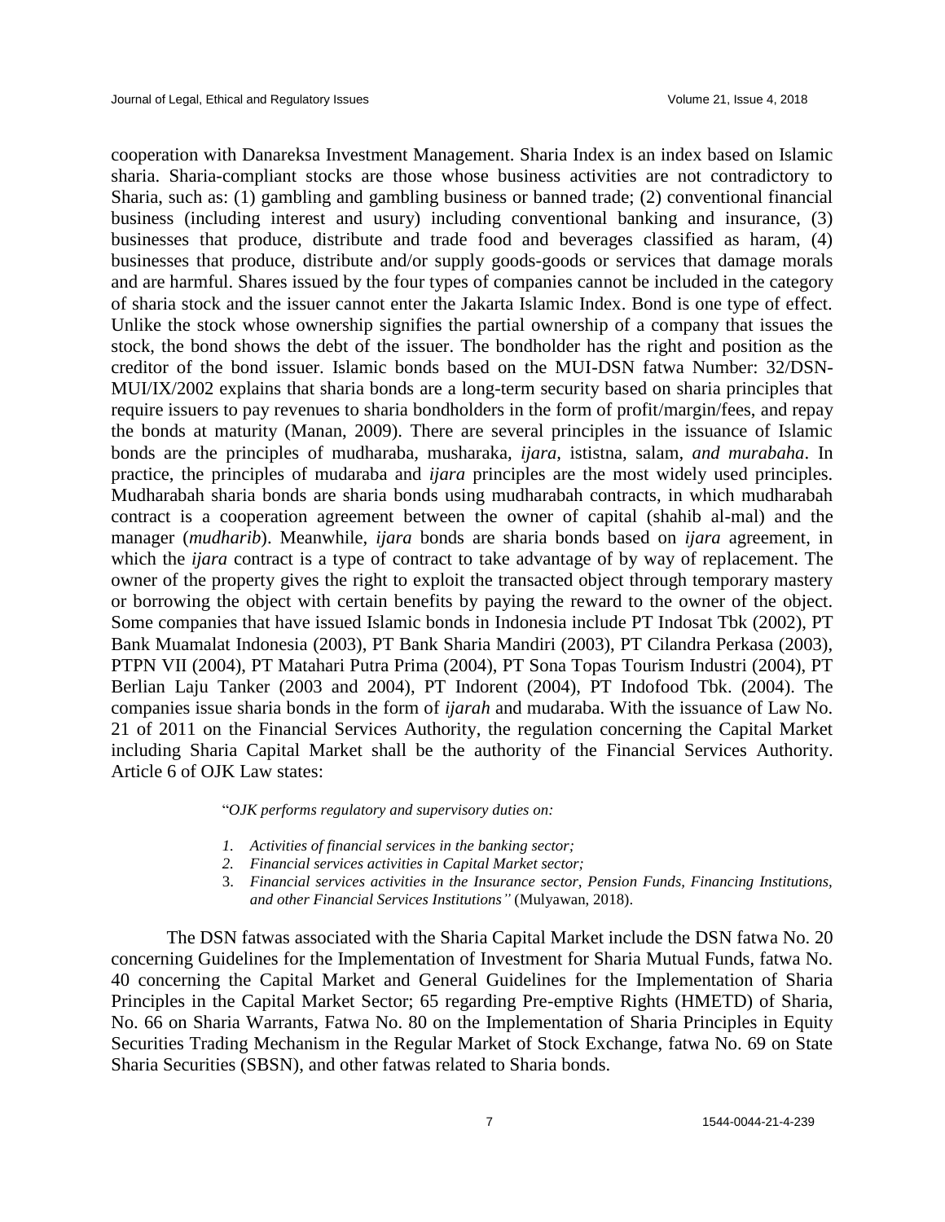cooperation with Danareksa Investment Management. Sharia Index is an index based on Islamic sharia. Sharia-compliant stocks are those whose business activities are not contradictory to Sharia, such as: (1) gambling and gambling business or banned trade; (2) conventional financial business (including interest and usury) including conventional banking and insurance, (3) businesses that produce, distribute and trade food and beverages classified as haram, (4) businesses that produce, distribute and/or supply goods-goods or services that damage morals and are harmful. Shares issued by the four types of companies cannot be included in the category of sharia stock and the issuer cannot enter the Jakarta Islamic Index. Bond is one type of effect. Unlike the stock whose ownership signifies the partial ownership of a company that issues the stock, the bond shows the debt of the issuer. The bondholder has the right and position as the creditor of the bond issuer. Islamic bonds based on the MUI-DSN fatwa Number: 32/DSN-MUI/IX/2002 explains that sharia bonds are a long-term security based on sharia principles that require issuers to pay revenues to sharia bondholders in the form of profit/margin/fees, and repay the bonds at maturity (Manan, 2009). There are several principles in the issuance of Islamic bonds are the principles of mudharaba, musharaka, *ijara*, ististna, salam, *and murabaha*. In practice, the principles of mudaraba and *ijara* principles are the most widely used principles. Mudharabah sharia bonds are sharia bonds using mudharabah contracts, in which mudharabah contract is a cooperation agreement between the owner of capital (shahib al-mal) and the manager (*mudharib*). Meanwhile, *ijara* bonds are sharia bonds based on *ijara* agreement, in which the *ijara* contract is a type of contract to take advantage of by way of replacement. The owner of the property gives the right to exploit the transacted object through temporary mastery or borrowing the object with certain benefits by paying the reward to the owner of the object. Some companies that have issued Islamic bonds in Indonesia include PT Indosat Tbk (2002), PT Bank Muamalat Indonesia (2003), PT Bank Sharia Mandiri (2003), PT Cilandra Perkasa (2003), PTPN VII (2004), PT Matahari Putra Prima (2004), PT Sona Topas Tourism Industri (2004), PT Berlian Laju Tanker (2003 and 2004), PT Indorent (2004), PT Indofood Tbk. (2004). The companies issue sharia bonds in the form of *ijarah* and mudaraba. With the issuance of Law No. 21 of 2011 on the Financial Services Authority, the regulation concerning the Capital Market including Sharia Capital Market shall be the authority of the Financial Services Authority. Article 6 of OJK Law states:

> "*OJK performs regulatory and supervisory duties on:*
>
> 1. *Activities of financial services in the banking sector;*
> 2. *Financial services activities in Capital Market sector;*
> 3. *Financial services activities in the Insurance sector, Pension Funds, Financing Institutions, and other Financial Services Institutions"* (Mulyawan, 2018).

The DSN fatwas associated with the Sharia Capital Market include the DSN fatwa No. 20 concerning Guidelines for the Implementation of Investment for Sharia Mutual Funds, fatwa No. 40 concerning the Capital Market and General Guidelines for the Implementation of Sharia Principles in the Capital Market Sector; 65 regarding Pre-emptive Rights (HMETD) of Sharia, No. 66 on Sharia Warrants, Fatwa No. 80 on the Implementation of Sharia Principles in Equity Securities Trading Mechanism in the Regular Market of Stock Exchange, fatwa No. 69 on State Sharia Securities (SBSN), and other fatwas related to Sharia bonds.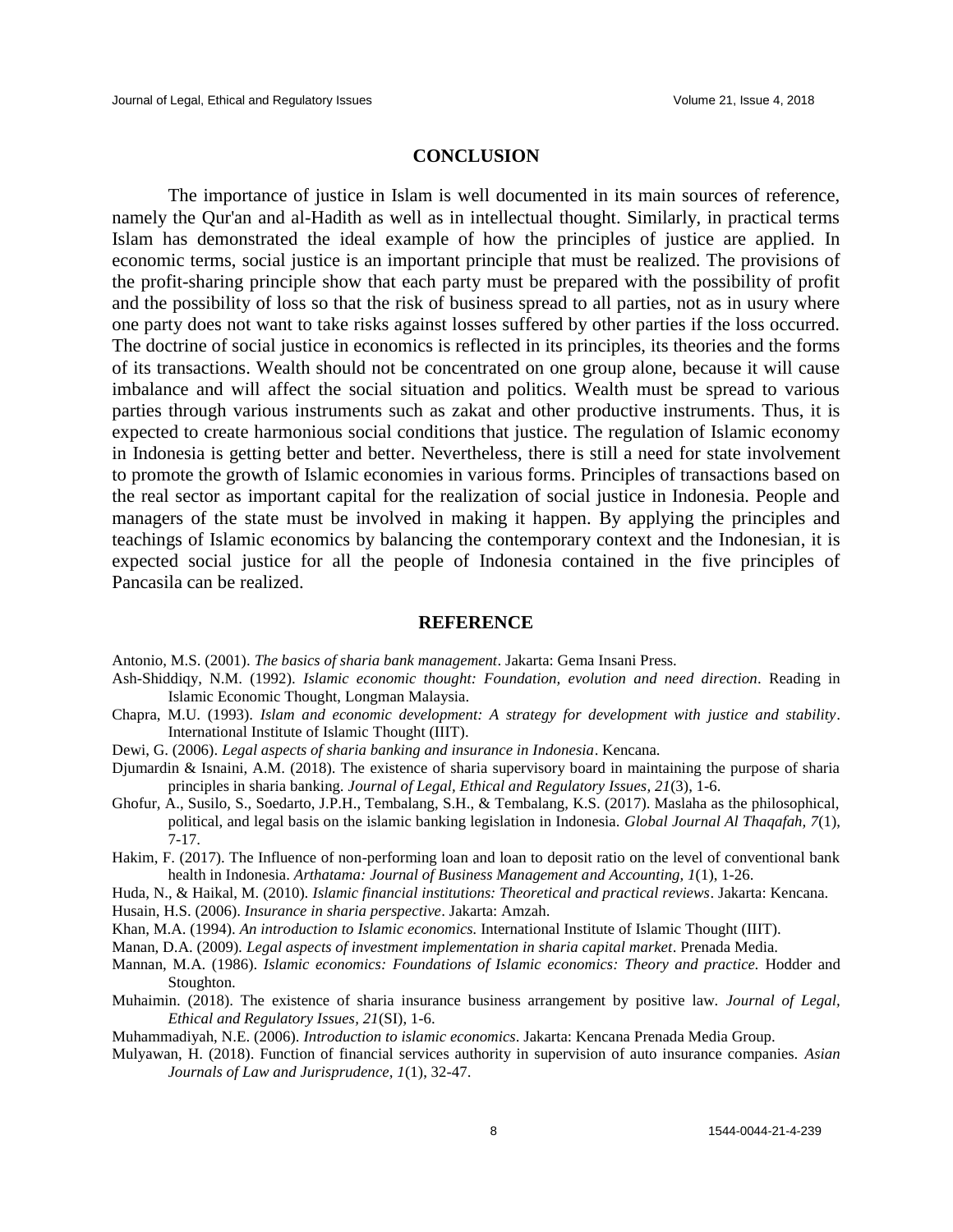## CONCLUSION

The importance of justice in Islam is well documented in its main sources of reference, namely the Qur'an and al-Hadith as well as in intellectual thought. Similarly, in practical terms Islam has demonstrated the ideal example of how the principles of justice are applied. In economic terms, social justice is an important principle that must be realized. The provisions of the profit-sharing principle show that each party must be prepared with the possibility of profit and the possibility of loss so that the risk of business spread to all parties, not as in usury where one party does not want to take risks against losses suffered by other parties if the loss occurred. The doctrine of social justice in economics is reflected in its principles, its theories and the forms of its transactions. Wealth should not be concentrated on one group alone, because it will cause imbalance and will affect the social situation and politics. Wealth must be spread to various parties through various instruments such as zakat and other productive instruments. Thus, it is expected to create harmonious social conditions that justice. The regulation of Islamic economy in Indonesia is getting better and better. Nevertheless, there is still a need for state involvement to promote the growth of Islamic economies in various forms. Principles of transactions based on the real sector as important capital for the realization of social justice in Indonesia. People and managers of the state must be involved in making it happen. By applying the principles and teachings of Islamic economics by balancing the contemporary context and the Indonesian, it is expected social justice for all the people of Indonesia contained in the five principles of Pancasila can be realized.

## REFERENCE

Antonio, M.S. (2001). *The basics of sharia bank management*. Jakarta: Gema Insani Press.

Ash-Shiddiqy, N.M. (1992). *Islamic economic thought: Foundation, evolution and need direction*. Reading in Islamic Economic Thought, Longman Malaysia.

Chapra, M.U. (1993). *Islam and economic development: A strategy for development with justice and stability*. International Institute of Islamic Thought (IIIT).

Dewi, G. (2006). *Legal aspects of sharia banking and insurance in Indonesia*. Kencana.

Djumardin & Isnaini, A.M. (2018). The existence of sharia supervisory board in maintaining the purpose of sharia principles in sharia banking. *Journal of Legal, Ethical and Regulatory Issues*, *21*(3), 1-6.

Ghofur, A., Susilo, S., Soedarto, J.P.H., Tembalang, S.H., & Tembalang, K.S. (2017). Maslaha as the philosophical, political, and legal basis on the islamic banking legislation in Indonesia. *Global Journal Al Thaqafah*, *7*(1), 7-17.

Hakim, F. (2017). The Influence of non-performing loan and loan to deposit ratio on the level of conventional bank health in Indonesia. *Arthatama: Journal of Business Management and Accounting*, *1*(1), 1-26.

Huda, N., & Haikal, M. (2010). *Islamic financial institutions: Theoretical and practical reviews*. Jakarta: Kencana.

Husain, H.S. (2006). *Insurance in sharia perspective*. Jakarta: Amzah.

Khan, M.A. (1994). *An introduction to Islamic economics.* International Institute of Islamic Thought (IIIT).

Manan, D.A. (2009). *Legal aspects of investment implementation in sharia capital market*. Prenada Media.

Mannan, M.A. (1986). *Islamic economics: Foundations of Islamic economics: Theory and practice.* Hodder and Stoughton.

Muhaimin. (2018). The existence of sharia insurance business arrangement by positive law. *Journal of Legal, Ethical and Regulatory Issues*, *21*(SI), 1-6.

Muhammadiyah, N.E. (2006). *Introduction to islamic economics*. Jakarta: Kencana Prenada Media Group.

Mulyawan, H. (2018). Function of financial services authority in supervision of auto insurance companies. *Asian Journals of Law and Jurisprudence*, *1*(1), 32-47.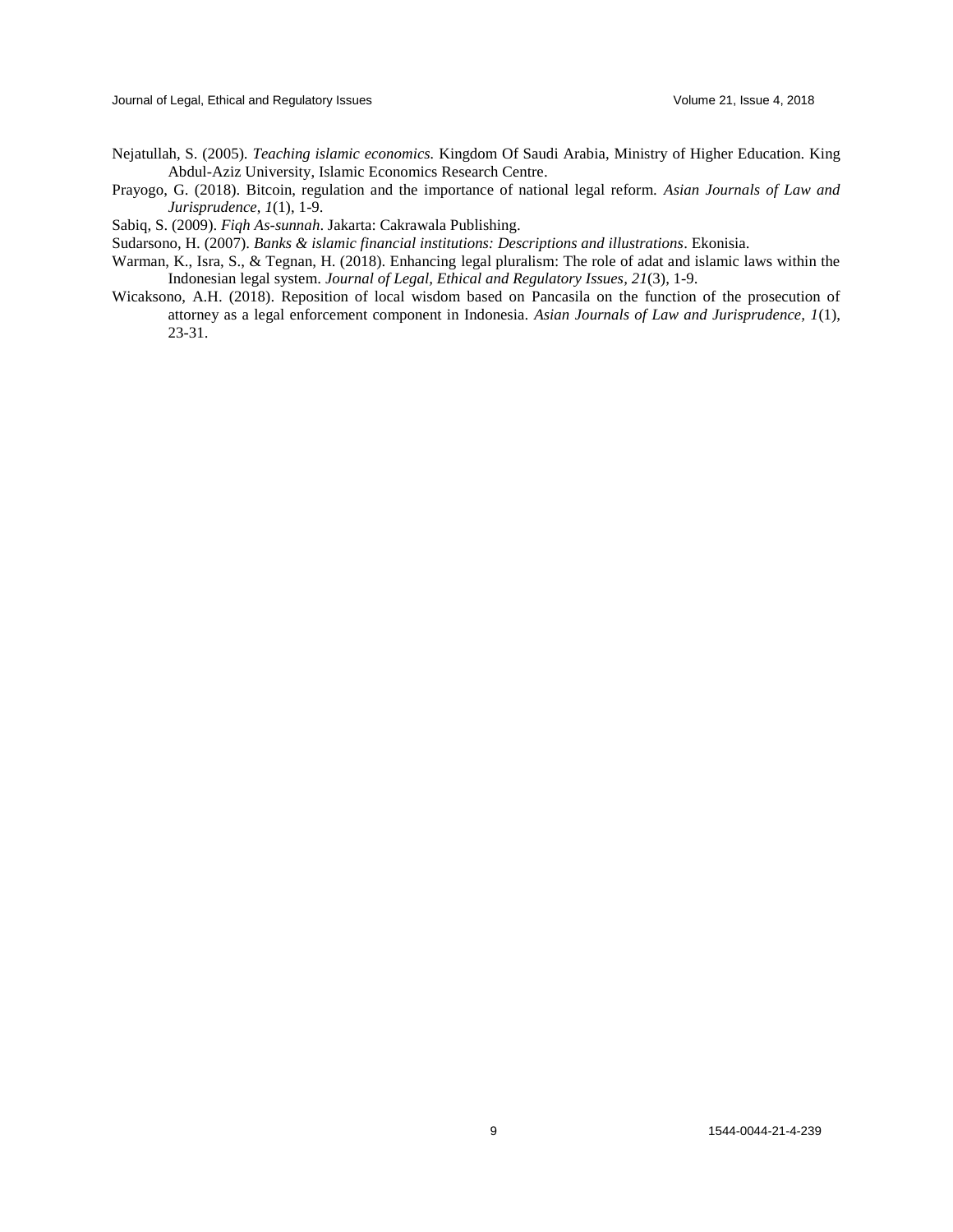Nejatullah, S. (2005). *Teaching islamic economics.* Kingdom Of Saudi Arabia, Ministry of Higher Education. King Abdul-Aziz University, Islamic Economics Research Centre.

Prayogo, G. (2018). Bitcoin, regulation and the importance of national legal reform. *Asian Journals of Law and Jurisprudence*, *1*(1), 1-9.

Sabiq, S. (2009). *Fiqh As-sunnah*. Jakarta: Cakrawala Publishing.

Sudarsono, H. (2007). *Banks & islamic financial institutions: Descriptions and illustrations*. Ekonisia.

Warman, K., Isra, S., & Tegnan, H. (2018). Enhancing legal pluralism: The role of adat and islamic laws within the Indonesian legal system. *Journal of Legal, Ethical and Regulatory Issues, 21*(3), 1-9.

Wicaksono, A.H. (2018). Reposition of local wisdom based on Pancasila on the function of the prosecution of attorney as a legal enforcement component in Indonesia. *Asian Journals of Law and Jurisprudence, 1*(1), 23-31.